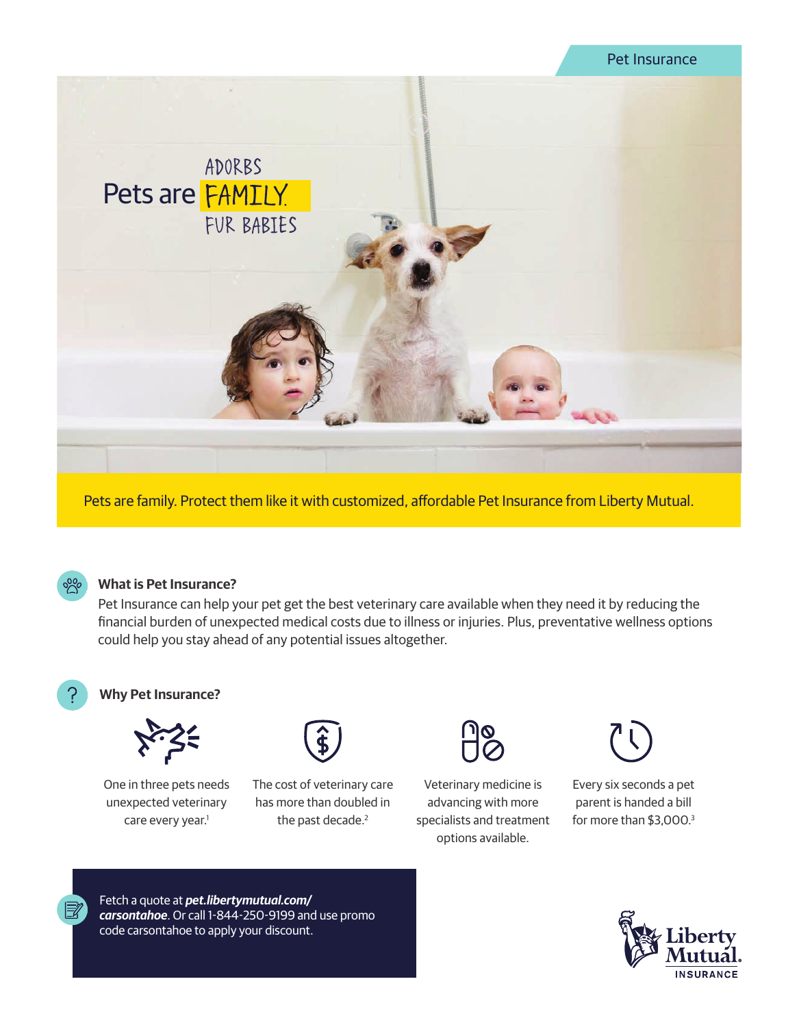Pet Insurance

# Pets are FAMILY

ADORBS

FUR BABIES

Pets are family. Protect them like it with customized, affordable Pet Insurance from Liberty Mutual.

## What is Pet Insurance?

Pet Insurance can help your pet get the best veterinary care available when they need it by reducing the financial burden of unexpected medical costs due to illness or injuries. Plus, preventative wellness options could help you stay ahead of any potential issues altogether.

## Why Pet Insurance?

- One in three pets needs unexpected veterinary care every year.[1]
- The cost of veterinary care has more than doubled in the past decade.[2]
- Veterinary medicine is advancing with more specialists and treatment options available.
- Every six seconds a pet parent is handed a bill for more than $3,000.[3]

Fetch a quote at ***pet.libertymutual.com/carsontahoe***. Or call 1-844-250-9199 and use promo code carsontahoe to apply your discount.

Liberty Mutual. INSURANCE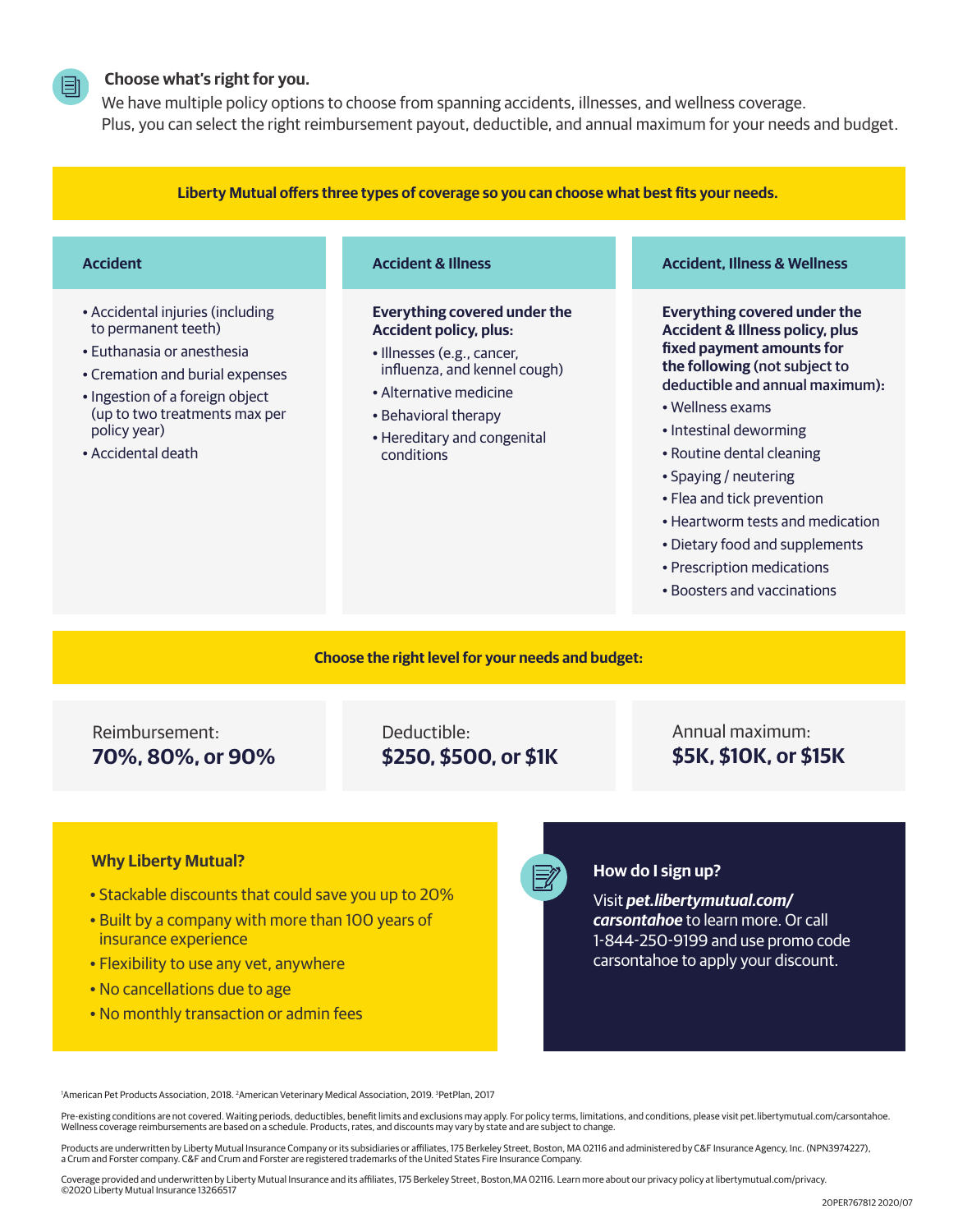## Choose what's right for you.

We have multiple policy options to choose from spanning accidents, illnesses, and wellness coverage.
Plus, you can select the right reimbursement payout, deductible, and annual maximum for your needs and budget.

**Liberty Mutual offers three types of coverage so you can choose what best fits your needs.**

### Accident

- Accidental injuries (including to permanent teeth)
- Euthanasia or anesthesia
- Cremation and burial expenses
- Ingestion of a foreign object (up to two treatments max per policy year)
- Accidental death

### Accident & Illness

**Everything covered under the Accident policy, plus:**

- Illnesses (e.g., cancer, influenza, and kennel cough)
- Alternative medicine
- Behavioral therapy
- Hereditary and congenital conditions

### Accident, Illness & Wellness

**Everything covered under the Accident & Illness policy, plus fixed payment amounts for the following (not subject to deductible and annual maximum):**

- Wellness exams
- Intestinal deworming
- Routine dental cleaning
- Spaying / neutering
- Flea and tick prevention
- Heartworm tests and medication
- Dietary food and supplements
- Prescription medications
- Boosters and vaccinations

**Choose the right level for your needs and budget:**

Reimbursement:
**70%, 80%, or 90%**

Deductible:
**$250, $500, or $1K**

Annual maximum:
**$5K, $10K, or $15K**

### Why Liberty Mutual?

- Stackable discounts that could save you up to 20%
- Built by a company with more than 100 years of insurance experience
- Flexibility to use any vet, anywhere
- No cancellations due to age
- No monthly transaction or admin fees

### How do I sign up?

Visit ***pet.libertymutual.com/carsontahoe*** to learn more. Or call 1-844-250-9199 and use promo code carsontahoe to apply your discount.

[1]American Pet Products Association, 2018. [2]American Veterinary Medical Association, 2019. [3]PetPlan, 2017

Pre-existing conditions are not covered. Waiting periods, deductibles, benefit limits and exclusions may apply. For policy terms, limitations, and conditions, please visit pet.libertymutual.com/carsontahoe. Wellness coverage reimbursements are based on a schedule. Products, rates, and discounts may vary by state and are subject to change.

Products are underwritten by Liberty Mutual Insurance Company or its subsidiaries or affiliates, 175 Berkeley Street, Boston, MA 02116 and administered by C&F Insurance Agency, Inc. (NPN3974227), a Crum and Forster company. C&F and Crum and Forster are registered trademarks of the United States Fire Insurance Company.

Coverage provided and underwritten by Liberty Mutual Insurance and its affiliates, 175 Berkeley Street, Boston,MA 02116. Learn more about our privacy policy at libertymutual.com/privacy.
©2020 Liberty Mutual Insurance 13266517

20PER767812 2020/07